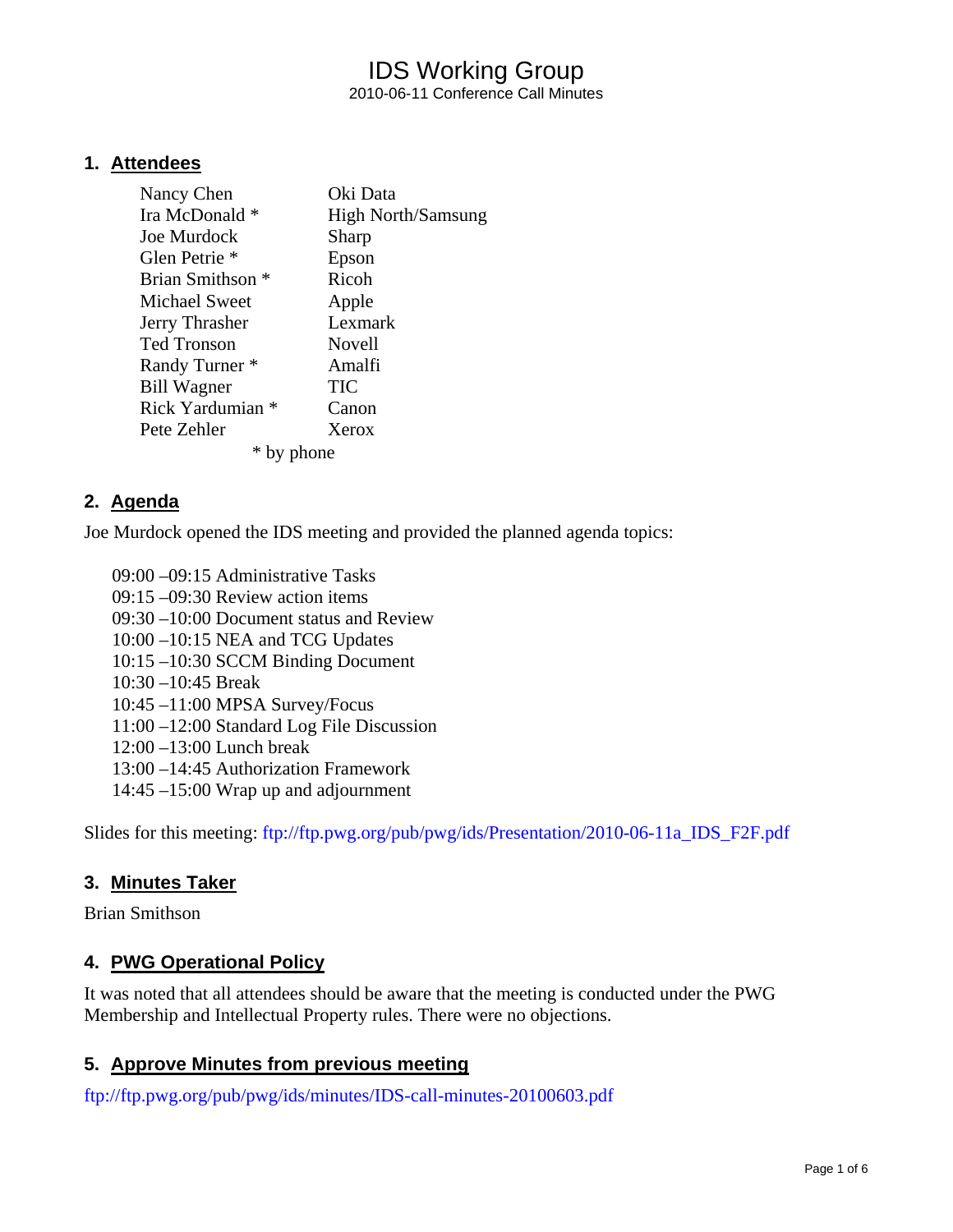# IDS Working Group

2010-06-11 Conference Call Minutes

## 1. Attendees

| | |
|---|---|
| Nancy Chen | Oki Data |
| Ira McDonald * | High North/Samsung |
| Joe Murdock | Sharp |
| Glen Petrie * | Epson |
| Brian Smithson * | Ricoh |
| Michael Sweet | Apple |
| Jerry Thrasher | Lexmark |
| Ted Tronson | Novell |
| Randy Turner * | Amalfi |
| Bill Wagner | TIC |
| Rick Yardumian * | Canon |
| Pete Zehler | Xerox |

* by phone

## 2. Agenda

Joe Murdock opened the IDS meeting and provided the planned agenda topics:

09:00 –09:15 Administrative Tasks
09:15 –09:30 Review action items
09:30 –10:00 Document status and Review
10:00 –10:15 NEA and TCG Updates
10:15 –10:30 SCCM Binding Document
10:30 –10:45 Break
10:45 –11:00 MPSA Survey/Focus
11:00 –12:00 Standard Log File Discussion
12:00 –13:00 Lunch break
13:00 –14:45 Authorization Framework
14:45 –15:00 Wrap up and adjournment

Slides for this meeting: ftp://ftp.pwg.org/pub/pwg/ids/Presentation/2010-06-11a_IDS_F2F.pdf

## 3. Minutes Taker

Brian Smithson

## 4. PWG Operational Policy

It was noted that all attendees should be aware that the meeting is conducted under the PWG Membership and Intellectual Property rules. There were no objections.

## 5. Approve Minutes from previous meeting

ftp://ftp.pwg.org/pub/pwg/ids/minutes/IDS-call-minutes-20100603.pdf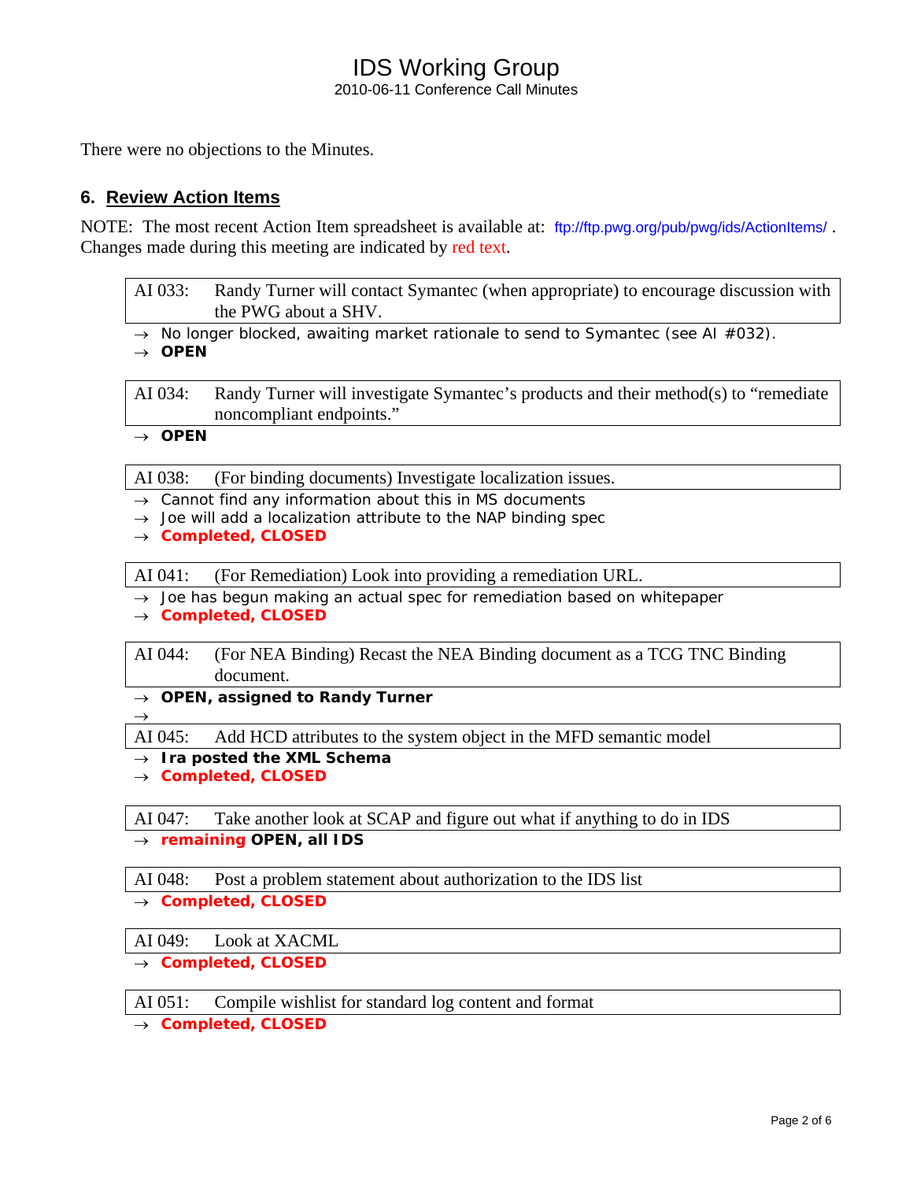There were no objections to the Minutes.

## 6. Review Action Items

NOTE: The most recent Action Item spreadsheet is available at: ftp://ftp.pwg.org/pub/pwg/ids/ActionItems/ . Changes made during this meeting are indicated by red text.

AI 033: Randy Turner will contact Symantec (when appropriate) to encourage discussion with the PWG about a SHV.

- → No longer blocked, awaiting market rationale to send to Symantec (see AI #032).
- → **OPEN**

AI 034: Randy Turner will investigate Symantec's products and their method(s) to "remediate noncompliant endpoints."

- → **OPEN**

AI 038: (For binding documents) Investigate localization issues.

- → Cannot find any information about this in MS documents
- → Joe will add a localization attribute to the NAP binding spec
- → **Completed, CLOSED**

AI 041: (For Remediation) Look into providing a remediation URL.

- → Joe has begun making an actual spec for remediation based on whitepaper
- → **Completed, CLOSED**

AI 044: (For NEA Binding) Recast the NEA Binding document as a TCG TNC Binding document.

- → **OPEN, assigned to Randy Turner**
- →

AI 045: Add HCD attributes to the system object in the MFD semantic model

- → **Ira posted the XML Schema**
- → **Completed, CLOSED**

AI 047: Take another look at SCAP and figure out what if anything to do in IDS

- → **remaining OPEN, all IDS**

AI 048: Post a problem statement about authorization to the IDS list

- → **Completed, CLOSED**

AI 049: Look at XACML

- → **Completed, CLOSED**

AI 051: Compile wishlist for standard log content and format

- → **Completed, CLOSED**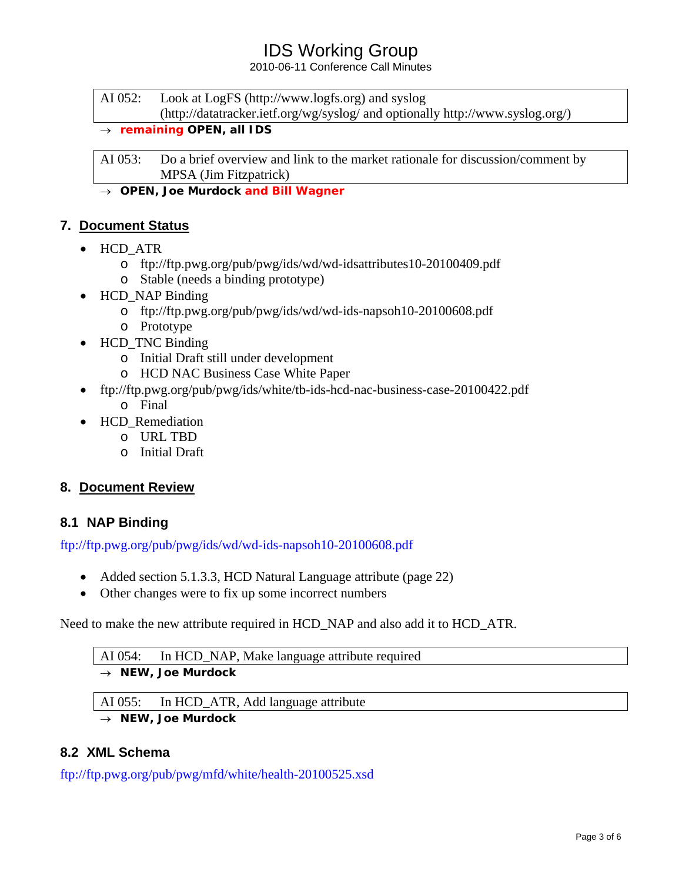| AI 052: | Look at LogFS (http://www.logfs.org) and syslog (http://datatracker.ietf.org/wg/syslog/ and optionally http://www.syslog.org/) |
|---|---|

→ **remaining OPEN, all IDS**

| AI 053: | Do a brief overview and link to the market rationale for discussion/comment by MPSA (Jim Fitzpatrick) |
|---|---|

→ **OPEN, Joe Murdock and Bill Wagner**

## 7. Document Status

- HCD_ATR
  - ftp://ftp.pwg.org/pub/pwg/ids/wd/wd-idsattributes10-20100409.pdf
  - Stable (needs a binding prototype)
- HCD_NAP Binding
  - ftp://ftp.pwg.org/pub/pwg/ids/wd/wd-ids-napsoh10-20100608.pdf
  - Prototype
- HCD_TNC Binding
  - Initial Draft still under development
  - HCD NAC Business Case White Paper
- ftp://ftp.pwg.org/pub/pwg/ids/white/tb-ids-hcd-nac-business-case-20100422.pdf
  - Final
- HCD_Remediation
  - URL TBD
  - Initial Draft

## 8. Document Review

### 8.1 NAP Binding

ftp://ftp.pwg.org/pub/pwg/ids/wd/wd-ids-napsoh10-20100608.pdf

- Added section 5.1.3.3, HCD Natural Language attribute (page 22)
- Other changes were to fix up some incorrect numbers

Need to make the new attribute required in HCD_NAP and also add it to HCD_ATR.

| AI 054: | In HCD_NAP, Make language attribute required |
|---|---|

→ **NEW, Joe Murdock**

| AI 055: | In HCD_ATR, Add language attribute |
|---|---|

→ **NEW, Joe Murdock**

### 8.2 XML Schema

ftp://ftp.pwg.org/pub/pwg/mfd/white/health-20100525.xsd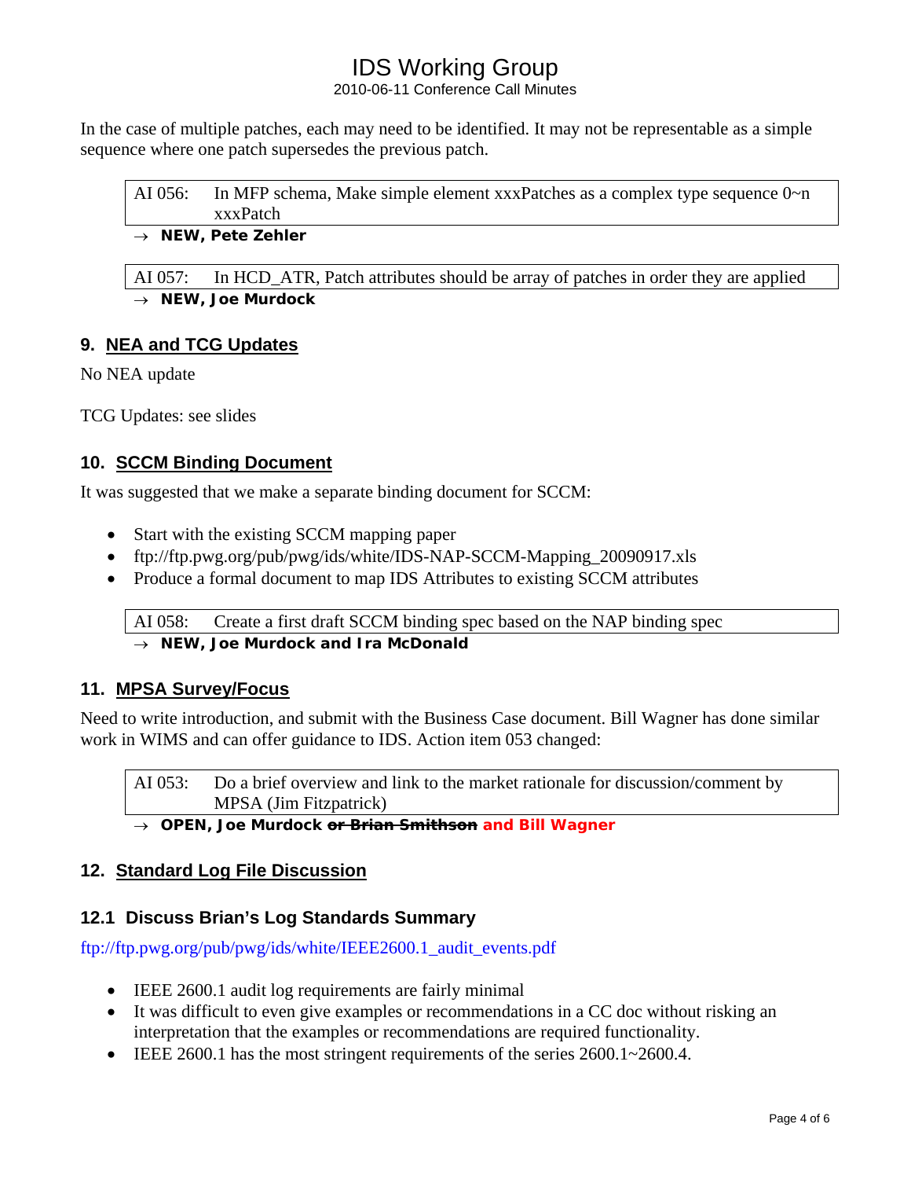In the case of multiple patches, each may need to be identified. It may not be representable as a simple sequence where one patch supersedes the previous patch.

| AI 056: | In MFP schema, Make simple element xxxPatches as a complex type sequence 0~n xxxPatch |
|---|---|

→ **NEW, Pete Zehler**

| AI 057: | In HCD_ATR, Patch attributes should be array of patches in order they are applied |
|---|---|

→ **NEW, Joe Murdock**

## 9. NEA and TCG Updates

No NEA update

TCG Updates: see slides

## 10. SCCM Binding Document

It was suggested that we make a separate binding document for SCCM:

- Start with the existing SCCM mapping paper
- ftp://ftp.pwg.org/pub/pwg/ids/white/IDS-NAP-SCCM-Mapping_20090917.xls
- Produce a formal document to map IDS Attributes to existing SCCM attributes

| AI 058: | Create a first draft SCCM binding spec based on the NAP binding spec |
|---|---|

→ **NEW, Joe Murdock and Ira McDonald**

## 11. MPSA Survey/Focus

Need to write introduction, and submit with the Business Case document. Bill Wagner has done similar work in WIMS and can offer guidance to IDS. Action item 053 changed:

| AI 053: | Do a brief overview and link to the market rationale for discussion/comment by MPSA (Jim Fitzpatrick) |
|---|---|

→ **OPEN, Joe Murdock ~~or Brian Smithson~~ and Bill Wagner**

## 12. Standard Log File Discussion

### 12.1 Discuss Brian's Log Standards Summary

ftp://ftp.pwg.org/pub/pwg/ids/white/IEEE2600.1_audit_events.pdf

- IEEE 2600.1 audit log requirements are fairly minimal
- It was difficult to even give examples or recommendations in a CC doc without risking an interpretation that the examples or recommendations are required functionality.
- IEEE 2600.1 has the most stringent requirements of the series 2600.1~2600.4.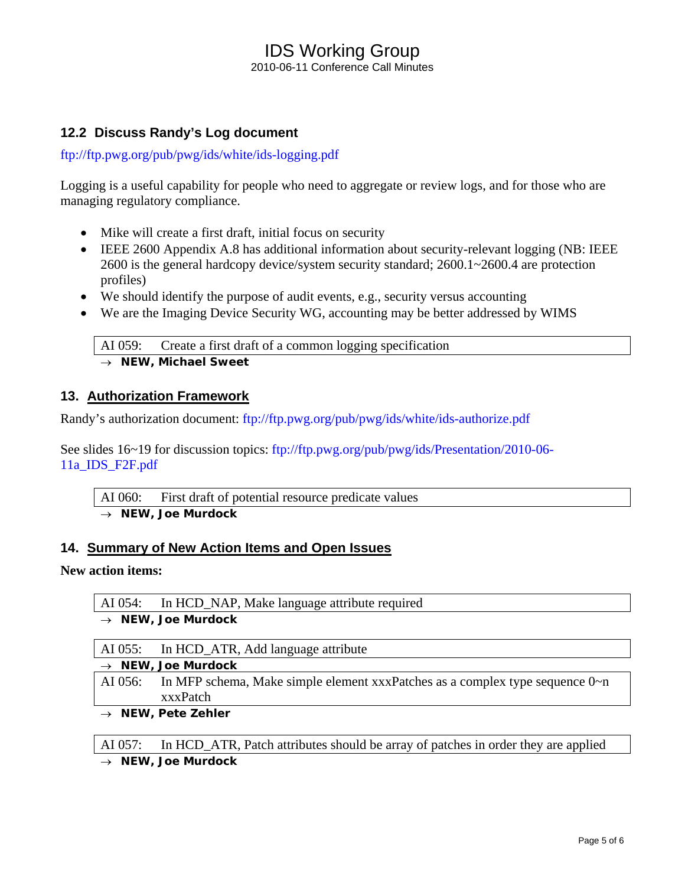### 12.2 Discuss Randy's Log document

ftp://ftp.pwg.org/pub/pwg/ids/white/ids-logging.pdf

Logging is a useful capability for people who need to aggregate or review logs, and for those who are managing regulatory compliance.

- Mike will create a first draft, initial focus on security
- IEEE 2600 Appendix A.8 has additional information about security-relevant logging (NB: IEEE 2600 is the general hardcopy device/system security standard; 2600.1~2600.4 are protection profiles)
- We should identify the purpose of audit events, e.g., security versus accounting
- We are the Imaging Device Security WG, accounting may be better addressed by WIMS

| AI 059: Create a first draft of a common logging specification |
|---|

→ **NEW, Michael Sweet**

## 13. Authorization Framework

Randy's authorization document: ftp://ftp.pwg.org/pub/pwg/ids/white/ids-authorize.pdf

See slides 16~19 for discussion topics: ftp://ftp.pwg.org/pub/pwg/ids/Presentation/2010-06-11a_IDS_F2F.pdf

| AI 060: First draft of potential resource predicate values |
|---|

→ **NEW, Joe Murdock**

## 14. Summary of New Action Items and Open Issues

**New action items:**

| AI 054: In HCD_NAP, Make language attribute required |
|---|

→ **NEW, Joe Murdock**

| AI 055: In HCD_ATR, Add language attribute |
|---|

→ **NEW, Joe Murdock**

| AI 056: In MFP schema, Make simple element xxxPatches as a complex type sequence 0~n xxxPatch |
|---|

→ **NEW, Pete Zehler**

| AI 057: In HCD_ATR, Patch attributes should be array of patches in order they are applied |
|---|

→ **NEW, Joe Murdock**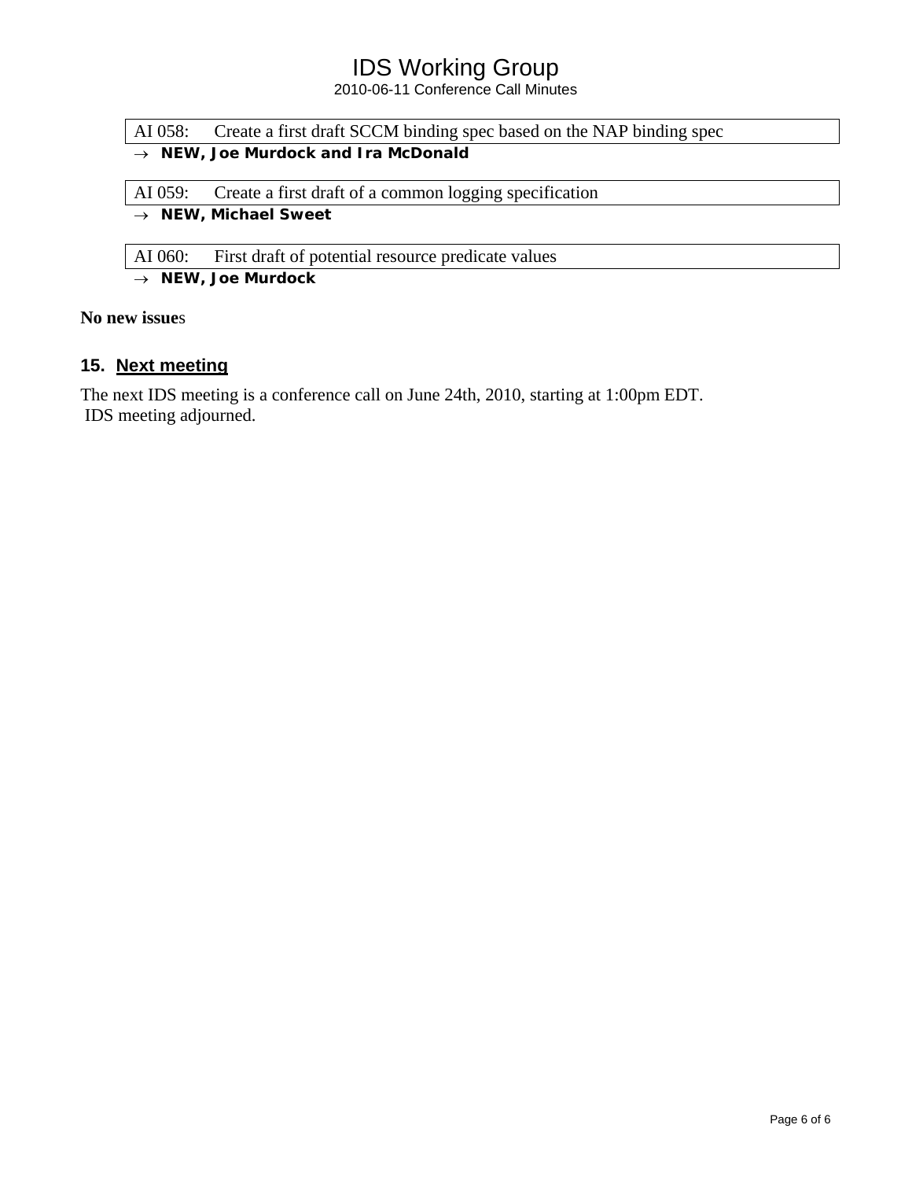AI 058: Create a first draft SCCM binding spec based on the NAP binding spec

→ **NEW, Joe Murdock and Ira McDonald**

AI 059: Create a first draft of a common logging specification

→ **NEW, Michael Sweet**

AI 060: First draft of potential resource predicate values

→ **NEW, Joe Murdock**

**No new issue**s

## 15. Next meeting

The next IDS meeting is a conference call on June 24th, 2010, starting at 1:00pm EDT.
IDS meeting adjourned.